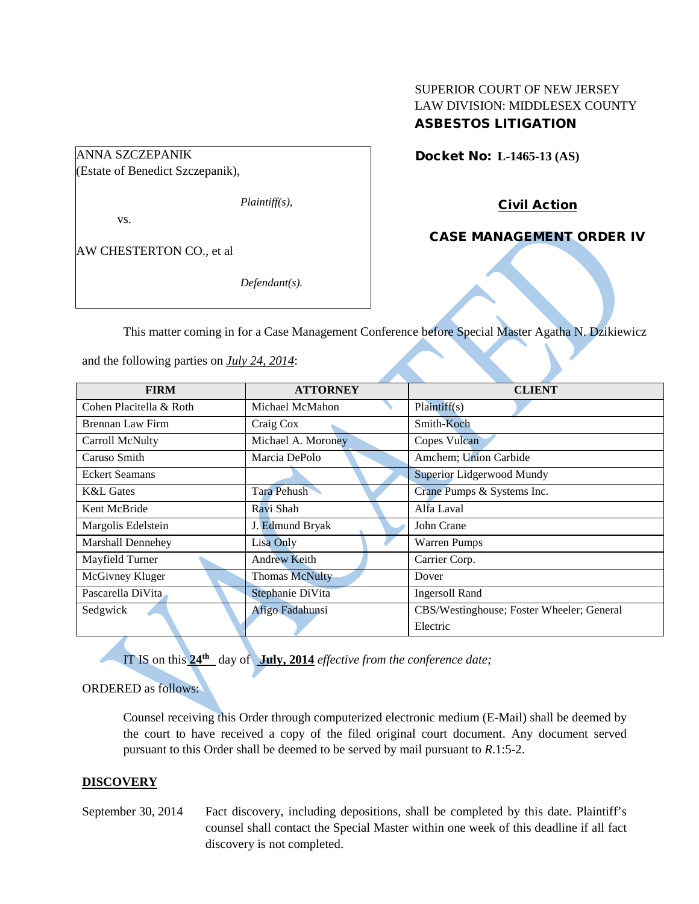SUPERIOR COURT OF NEW JERSEY
LAW DIVISION: MIDDLESEX COUNTY
**ASBESTOS LITIGATION**

ANNA SZCZEPANIK
(Estate of Benedict Szczepanik),

*Plaintiff(s),*

vs.

AW CHESTERTON CO., et al

*Defendant(s).*

**Docket No: L-1465-13 (AS)**

**Civil Action**

**CASE MANAGEMENT ORDER IV**

VACATED

This matter coming in for a Case Management Conference before Special Master Agatha N. Dzikiewicz and the following parties on *July 24, 2014*:

| FIRM | ATTORNEY | CLIENT |
|---|---|---|
| Cohen Placitella & Roth | Michael McMahon | Plaintiff(s) |
| Brennan Law Firm | Craig Cox | Smith-Koch |
| Carroll McNulty | Michael A. Moroney | Copes Vulcan |
| Caruso Smith | Marcia DePolo | Amchem; Union Carbide |
| Eckert Seamans | | Superior Lidgerwood Mundy |
| K&L Gates | Tara Pehush | Crane Pumps & Systems Inc. |
| Kent McBride | Ravi Shah | Alfa Laval |
| Margolis Edelstein | J. Edmund Bryak | John Crane |
| Marshall Dennehey | Lisa Only | Warren Pumps |
| Mayfield Turner | Andrew Keith | Carrier Corp. |
| McGivney Kluger | Thomas McNulty | Dover |
| Pascarella DiVita | Stephanie DiVita | Ingersoll Rand |
| Sedgwick | Afigo Fadahunsi | CBS/Westinghouse; Foster Wheeler; General Electric |

IT IS on this **24th** day of **July, 2014** *effective from the conference date;*

ORDERED as follows:

Counsel receiving this Order through computerized electronic medium (E-Mail) shall be deemed by the court to have received a copy of the filed original court document. Any document served pursuant to this Order shall be deemed to be served by mail pursuant to *R*.1:5-2.

**DISCOVERY**

September 30, 2014 Fact discovery, including depositions, shall be completed by this date. Plaintiff's counsel shall contact the Special Master within one week of this deadline if all fact discovery is not completed.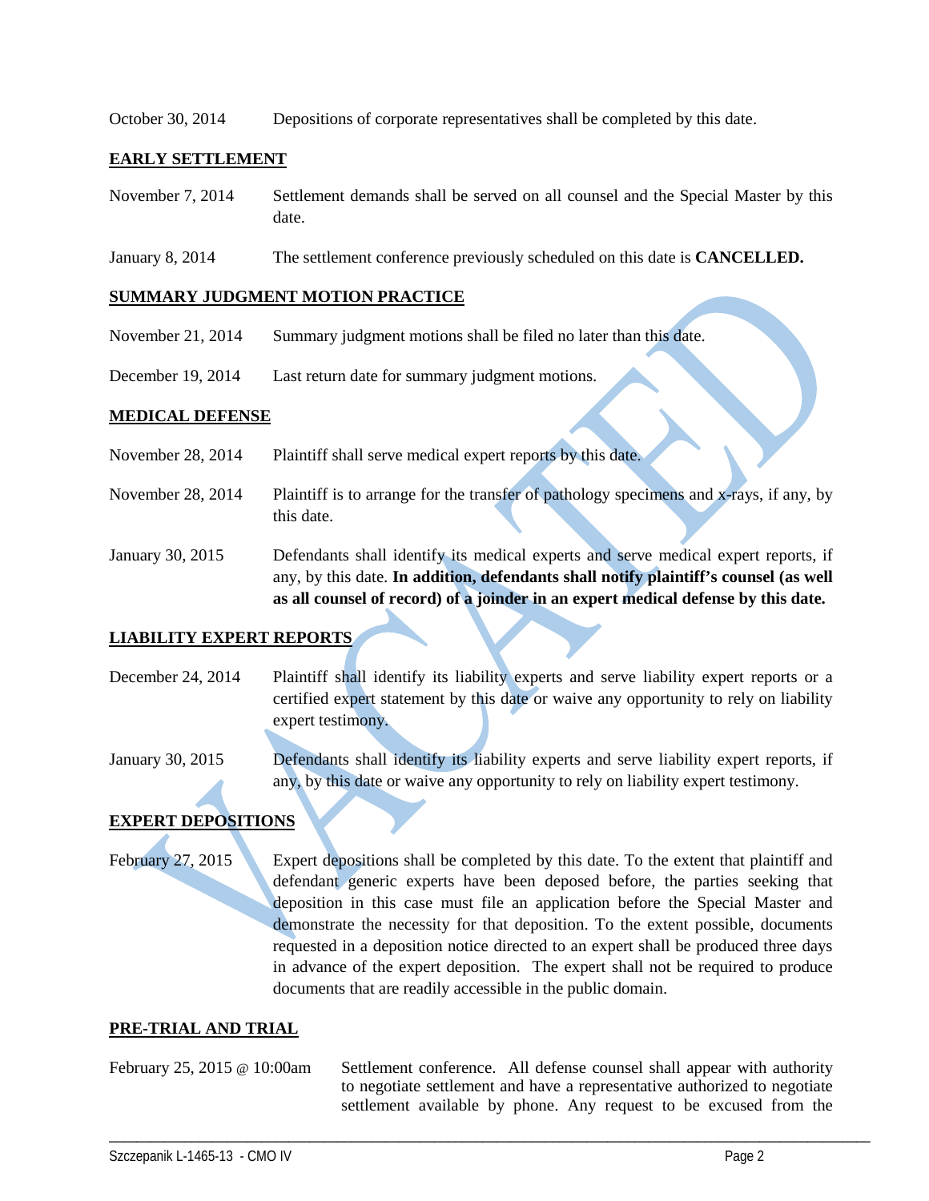| | |
|---|---|
| October 30, 2014 | Depositions of corporate representatives shall be completed by this date. |

**EARLY SETTLEMENT**

| | |
|---|---|
| November 7, 2014 | Settlement demands shall be served on all counsel and the Special Master by this date. |
| January 8, 2014 | The settlement conference previously scheduled on this date is **CANCELLED.** |

**SUMMARY JUDGMENT MOTION PRACTICE**

| | |
|---|---|
| November 21, 2014 | Summary judgment motions shall be filed no later than this date. |
| December 19, 2014 | Last return date for summary judgment motions. |

**MEDICAL DEFENSE**

| | |
|---|---|
| November 28, 2014 | Plaintiff shall serve medical expert reports by this date. |
| November 28, 2014 | Plaintiff is to arrange for the transfer of pathology specimens and x-rays, if any, by this date. |
| January 30, 2015 | Defendants shall identify its medical experts and serve medical expert reports, if any, by this date. **In addition, defendants shall notify plaintiff's counsel (as well as all counsel of record) of a joinder in an expert medical defense by this date.** |

**LIABILITY EXPERT REPORTS**

| | |
|---|---|
| December 24, 2014 | Plaintiff shall identify its liability experts and serve liability expert reports or a certified expert statement by this date or waive any opportunity to rely on liability expert testimony. |
| January 30, 2015 | Defendants shall identify its liability experts and serve liability expert reports, if any, by this date or waive any opportunity to rely on liability expert testimony. |

**EXPERT DEPOSITIONS**

| | |
|---|---|
| February 27, 2015 | Expert depositions shall be completed by this date. To the extent that plaintiff and defendant generic experts have been deposed before, the parties seeking that deposition in this case must file an application before the Special Master and demonstrate the necessity for that deposition. To the extent possible, documents requested in a deposition notice directed to an expert shall be produced three days in advance of the expert deposition. The expert shall not be required to produce documents that are readily accessible in the public domain. |

**PRE-TRIAL AND TRIAL**

| | |
|---|---|
| February 25, 2015 @ 10:00am | Settlement conference. All defense counsel shall appear with authority to negotiate settlement and have a representative authorized to negotiate settlement available by phone. Any request to be excused from the |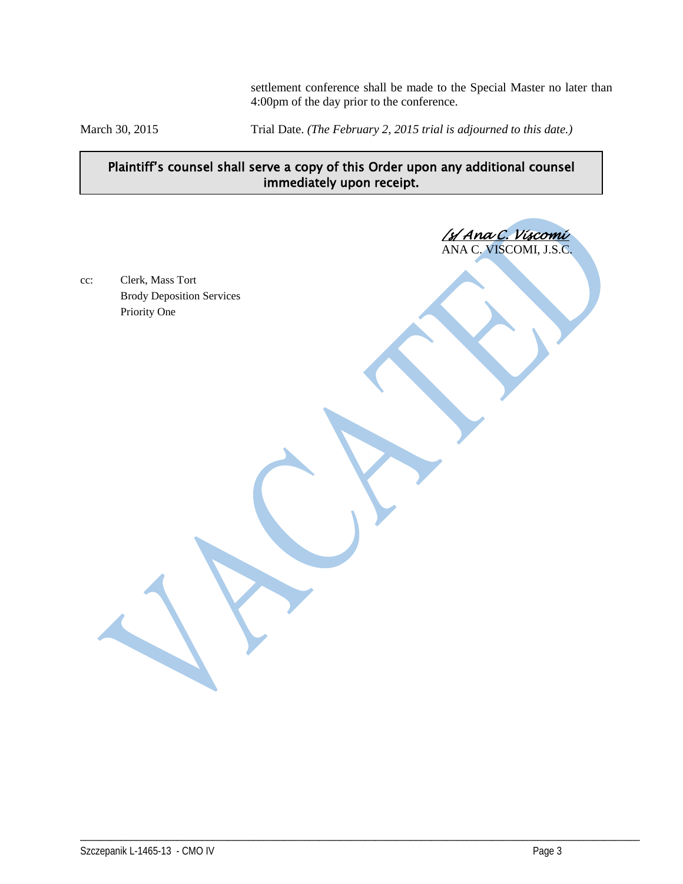settlement conference shall be made to the Special Master no later than 4:00pm of the day prior to the conference.

March 30, 2015 Trial Date. *(The February 2, 2015 trial is adjourned to this date.)*

**Plaintiff's counsel shall serve a copy of this Order upon any additional counsel immediately upon receipt.**

*/s/ Ana C. Viscomi*
ANA C. VISCOMI, J.S.C.

cc: Clerk, Mass Tort
Brody Deposition Services
Priority One

VACATED